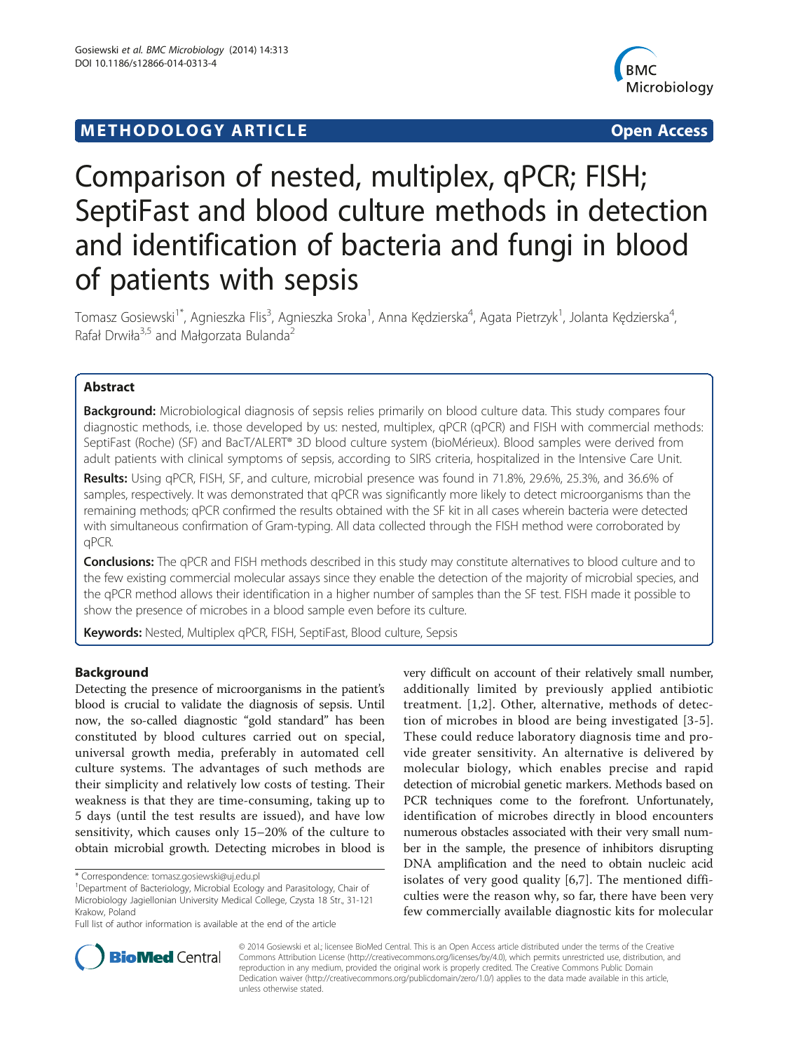## METHODOLOGY ARTICLE

Open Access

# Comparison of nested, multiplex, qPCR; FISH; SeptiFast and blood culture methods in detection and identification of bacteria and fungi in blood of patients with sepsis

Tomasz Gosiewski[1*], Agnieszka Flis[3], Agnieszka Sroka[1], Anna Kędzierska[4], Agata Pietrzyk[1], Jolanta Kędzierska[4], Rafał Drwiła[3,5] and Małgorzata Bulanda[2]

## Abstract

**Background:** Microbiological diagnosis of sepsis relies primarily on blood culture data. This study compares four diagnostic methods, i.e. those developed by us: nested, multiplex, qPCR (qPCR) and FISH with commercial methods: SeptiFast (Roche) (SF) and BacT/ALERT® 3D blood culture system (bioMérieux). Blood samples were derived from adult patients with clinical symptoms of sepsis, according to SIRS criteria, hospitalized in the Intensive Care Unit.

**Results:** Using qPCR, FISH, SF, and culture, microbial presence was found in 71.8%, 29.6%, 25.3%, and 36.6% of samples, respectively. It was demonstrated that qPCR was significantly more likely to detect microorganisms than the remaining methods; qPCR confirmed the results obtained with the SF kit in all cases wherein bacteria were detected with simultaneous confirmation of Gram-typing. All data collected through the FISH method were corroborated by qPCR.

**Conclusions:** The qPCR and FISH methods described in this study may constitute alternatives to blood culture and to the few existing commercial molecular assays since they enable the detection of the majority of microbial species, and the qPCR method allows their identification in a higher number of samples than the SF test. FISH made it possible to show the presence of microbes in a blood sample even before its culture.

**Keywords:** Nested, Multiplex qPCR, FISH, SeptiFast, Blood culture, Sepsis

## Background

Detecting the presence of microorganisms in the patient's blood is crucial to validate the diagnosis of sepsis. Until now, the so-called diagnostic "gold standard" has been constituted by blood cultures carried out on special, universal growth media, preferably in automated cell culture systems. The advantages of such methods are their simplicity and relatively low costs of testing. Their weakness is that they are time-consuming, taking up to 5 days (until the test results are issued), and have low sensitivity, which causes only 15–20% of the culture to obtain microbial growth. Detecting microbes in blood is very difficult on account of their relatively small number, additionally limited by previously applied antibiotic treatment. [1,2]. Other, alternative, methods of detection of microbes in blood are being investigated [3-5]. These could reduce laboratory diagnosis time and provide greater sensitivity. An alternative is delivered by molecular biology, which enables precise and rapid detection of microbial genetic markers. Methods based on PCR techniques come to the forefront. Unfortunately, identification of microbes directly in blood encounters numerous obstacles associated with their very small number in the sample, the presence of inhibitors disrupting DNA amplification and the need to obtain nucleic acid isolates of very good quality [6,7]. The mentioned difficulties were the reason why, so far, there have been very few commercially available diagnostic kits for molecular

\* Correspondence: tomasz.gosiewski@uj.edu.pl
[1]Department of Bacteriology, Microbial Ecology and Parasitology, Chair of Microbiology Jagiellonian University Medical College, Czysta 18 Str., 31-121 Krakow, Poland
Full list of author information is available at the end of the article

© 2014 Gosiewski et al.; licensee BioMed Central. This is an Open Access article distributed under the terms of the Creative Commons Attribution License (http://creativecommons.org/licenses/by/4.0), which permits unrestricted use, distribution, and reproduction in any medium, provided the original work is properly credited. The Creative Commons Public Domain Dedication waiver (http://creativecommons.org/publicdomain/zero/1.0/) applies to the data made available in this article, unless otherwise stated.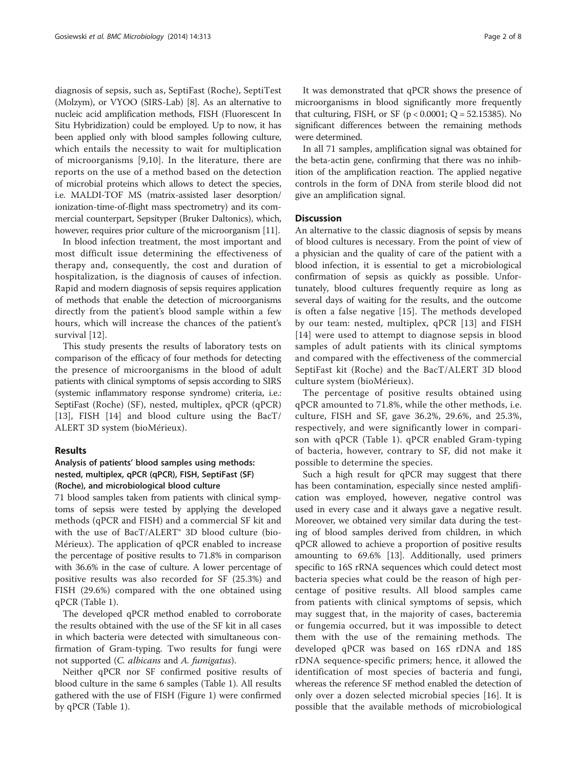diagnosis of sepsis, such as, SeptiFast (Roche), SeptiTest (Molzym), or VYOO (SIRS-Lab) [8]. As an alternative to nucleic acid amplification methods, FISH (Fluorescent In Situ Hybridization) could be employed. Up to now, it has been applied only with blood samples following culture, which entails the necessity to wait for multiplication of microorganisms [9,10]. In the literature, there are reports on the use of a method based on the detection of microbial proteins which allows to detect the species, i.e. MALDI-TOF MS (matrix-assisted laser desorption/ionization-time-of-flight mass spectrometry) and its commercial counterpart, Sepsityper (Bruker Daltonics), which, however, requires prior culture of the microorganism [11].

In blood infection treatment, the most important and most difficult issue determining the effectiveness of therapy and, consequently, the cost and duration of hospitalization, is the diagnosis of causes of infection. Rapid and modern diagnosis of sepsis requires application of methods that enable the detection of microorganisms directly from the patient's blood sample within a few hours, which will increase the chances of the patient's survival [12].

This study presents the results of laboratory tests on comparison of the efficacy of four methods for detecting the presence of microorganisms in the blood of adult patients with clinical symptoms of sepsis according to SIRS (systemic inflammatory response syndrome) criteria, i.e.: SeptiFast (Roche) (SF), nested, multiplex, qPCR (qPCR) [13], FISH [14] and blood culture using the BacT/ALERT 3D system (bioMérieux).

## Results

### Analysis of patients' blood samples using methods: nested, multiplex, qPCR (qPCR), FISH, SeptiFast (SF) (Roche), and microbiological blood culture

71 blood samples taken from patients with clinical symptoms of sepsis were tested by applying the developed methods (qPCR and FISH) and a commercial SF kit and with the use of BacT/ALERT® 3D blood culture (bioMérieux). The application of qPCR enabled to increase the percentage of positive results to 71.8% in comparison with 36.6% in the case of culture. A lower percentage of positive results was also recorded for SF (25.3%) and FISH (29.6%) compared with the one obtained using qPCR (Table 1).

The developed qPCR method enabled to corroborate the results obtained with the use of the SF kit in all cases in which bacteria were detected with simultaneous confirmation of Gram-typing. Two results for fungi were not supported (*C. albicans* and *A. fumigatus*).

Neither qPCR nor SF confirmed positive results of blood culture in the same 6 samples (Table 1). All results gathered with the use of FISH (Figure 1) were confirmed by qPCR (Table 1).

It was demonstrated that qPCR shows the presence of microorganisms in blood significantly more frequently that culturing, FISH, or SF ($p < 0.0001$; $Q = 52.15385$). No significant differences between the remaining methods were determined.

In all 71 samples, amplification signal was obtained for the beta-actin gene, confirming that there was no inhibition of the amplification reaction. The applied negative controls in the form of DNA from sterile blood did not give an amplification signal.

## Discussion

An alternative to the classic diagnosis of sepsis by means of blood cultures is necessary. From the point of view of a physician and the quality of care of the patient with a blood infection, it is essential to get a microbiological confirmation of sepsis as quickly as possible. Unfortunately, blood cultures frequently require as long as several days of waiting for the results, and the outcome is often a false negative [15]. The methods developed by our team: nested, multiplex, qPCR [13] and FISH [14] were used to attempt to diagnose sepsis in blood samples of adult patients with its clinical symptoms and compared with the effectiveness of the commercial SeptiFast kit (Roche) and the BacT/ALERT 3D blood culture system (bioMérieux).

The percentage of positive results obtained using qPCR amounted to 71.8%, while the other methods, i.e. culture, FISH and SF, gave 36.2%, 29.6%, and 25.3%, respectively, and were significantly lower in comparison with qPCR (Table 1). qPCR enabled Gram-typing of bacteria, however, contrary to SF, did not make it possible to determine the species.

Such a high result for qPCR may suggest that there has been contamination, especially since nested amplification was employed, however, negative control was used in every case and it always gave a negative result. Moreover, we obtained very similar data during the testing of blood samples derived from children, in which qPCR allowed to achieve a proportion of positive results amounting to 69.6% [13]. Additionally, used primers specific to 16S rRNA sequences which could detect most bacteria species what could be the reason of high percentage of positive results. All blood samples came from patients with clinical symptoms of sepsis, which may suggest that, in the majority of cases, bacteremia or fungemia occurred, but it was impossible to detect them with the use of the remaining methods. The developed qPCR was based on 16S rDNA and 18S rDNA sequence-specific primers; hence, it allowed the identification of most species of bacteria and fungi, whereas the reference SF method enabled the detection of only over a dozen selected microbial species [16]. It is possible that the available methods of microbiological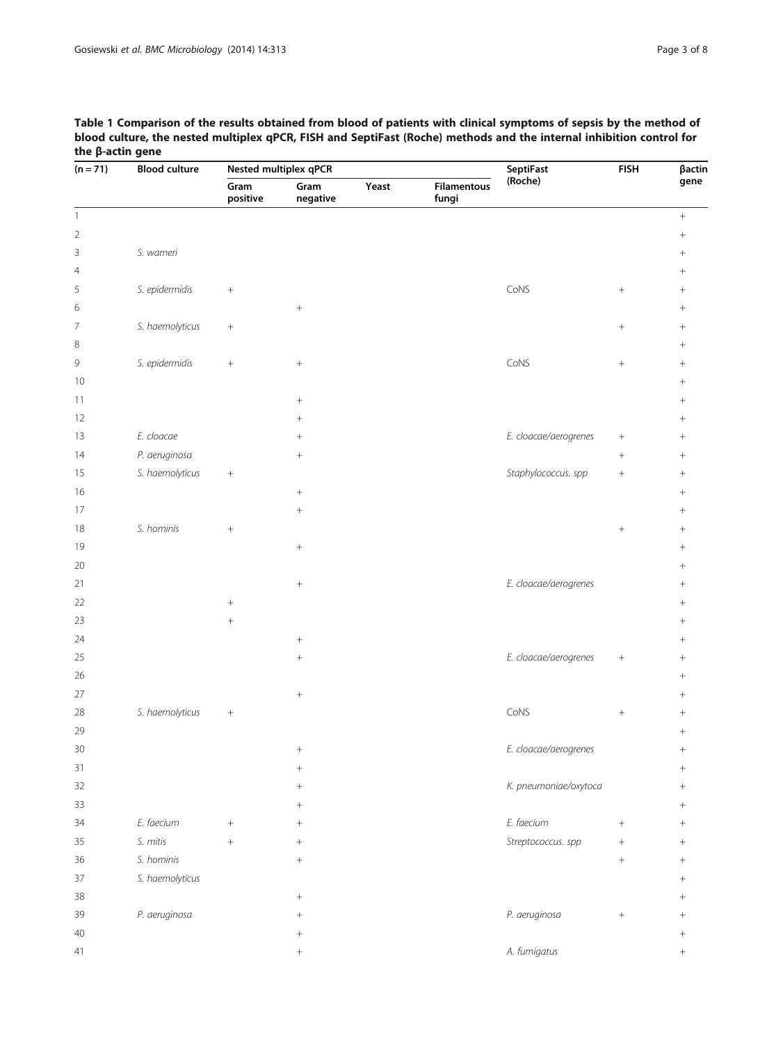**Table 1 Comparison of the results obtained from blood of patients with clinical symptoms of sepsis by the method of blood culture, the nested multiplex qPCR, FISH and SeptiFast (Roche) methods and the internal inhibition control for the β-actin gene**

| (n = 71) | Blood culture | Nested multiplex qPCR | | | | SeptiFast (Roche) | FISH | βactin gene |
|---|---|---|---|---|---|---|---|---|
| | | Gram positive | Gram negative | Yeast | Filamentous fungi | | | |
| 1 | | | | | | | | + |
| 2 | | | | | | | | + |
| 3 | *S. warneri* | | | | | | | + |
| 4 | | | | | | | | + |
| 5 | *S. epidermidis* | + | | | | CoNS | + | + |
| 6 | | | + | | | | | + |
| 7 | *S. haemolyticus* | + | | | | | + | + |
| 8 | | | | | | | | + |
| 9 | *S. epidermidis* | + | + | | | CoNS | + | + |
| 10 | | | | | | | | + |
| 11 | | | + | | | | | + |
| 12 | | | + | | | | | + |
| 13 | *E. cloacae* | | + | | | *E. cloacae/aerogrenes* | + | + |
| 14 | *P. aeruginosa* | | + | | | | + | + |
| 15 | *S. haemolyticus* | + | | | | *Staphylococcus. spp* | + | + |
| 16 | | | + | | | | | + |
| 17 | | | + | | | | | + |
| 18 | *S. hominis* | + | | | | | + | + |
| 19 | | | + | | | | | + |
| 20 | | | | | | | | + |
| 21 | | | + | | | *E. cloacae/aerogrenes* | | + |
| 22 | | + | | | | | | + |
| 23 | | + | | | | | | + |
| 24 | | | + | | | | | + |
| 25 | | | + | | | *E. cloacae/aerogrenes* | + | + |
| 26 | | | | | | | | + |
| 27 | | | + | | | | | + |
| 28 | *S. haemolyticus* | + | | | | CoNS | + | + |
| 29 | | | | | | | | + |
| 30 | | | + | | | *E. cloacae/aerogrenes* | | + |
| 31 | | | + | | | | | + |
| 32 | | | + | | | *K. pneumoniae/oxytoca* | | + |
| 33 | | | + | | | | | + |
| 34 | *E. faecium* | + | + | | | *E. faecium* | + | + |
| 35 | *S. mitis* | + | + | | | *Streptococcus. spp* | + | + |
| 36 | *S. hominis* | | + | | | | + | + |
| 37 | *S. haemolyticus* | | | | | | | + |
| 38 | | | + | | | | | + |
| 39 | *P. aeruginosa* | | + | | | *P. aeruginosa* | + | + |
| 40 | | | + | | | | | + |
| 41 | | | + | | | *A. fumigatus* | | + |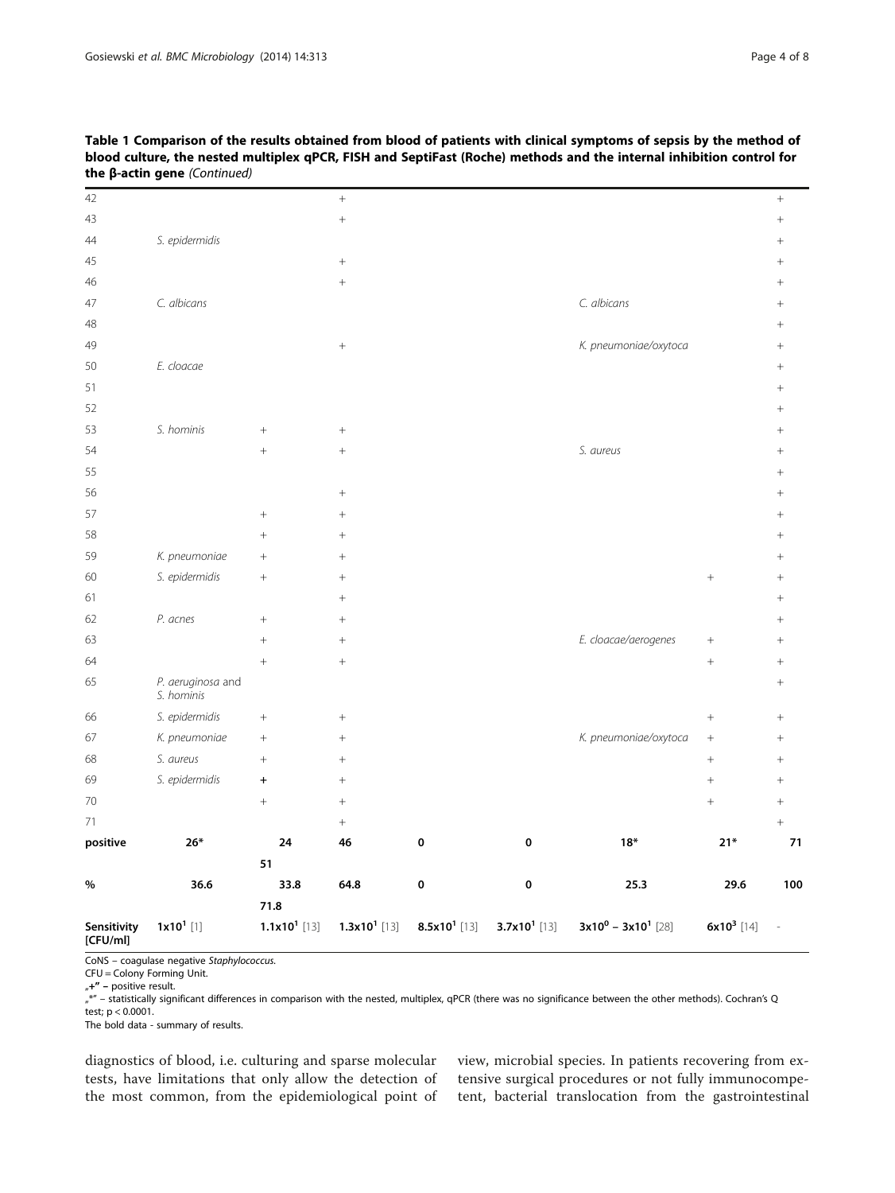**Table 1 Comparison of the results obtained from blood of patients with clinical symptoms of sepsis by the method of blood culture, the nested multiplex qPCR, FISH and SeptiFast (Roche) methods and the internal inhibition control for the β-actin gene** *(Continued)*

| | | | | | | | | |
|---|---|---|---|---|---|---|---|---|
| 42 | | | + | | | | | + |
| 43 | | | + | | | | | + |
| 44 | *S. epidermidis* | | | | | | | + |
| 45 | | | + | | | | | + |
| 46 | | | + | | | | | + |
| 47 | *C. albicans* | | | | | *C. albicans* | | + |
| 48 | | | | | | | | + |
| 49 | | | + | | | *K. pneumoniae/oxytoca* | | + |
| 50 | *E. cloacae* | | | | | | | + |
| 51 | | | | | | | | + |
| 52 | | | | | | | | + |
| 53 | *S. hominis* | + | + | | | | | + |
| 54 | | + | + | | | *S. aureus* | | + |
| 55 | | | | | | | | + |
| 56 | | | + | | | | | + |
| 57 | | + | + | | | | | + |
| 58 | | + | + | | | | | + |
| 59 | *K. pneumoniae* | + | + | | | | | + |
| 60 | *S. epidermidis* | + | + | | | | + | + |
| 61 | | | + | | | | | + |
| 62 | *P. acnes* | + | + | | | | | + |
| 63 | | + | + | | | *E. cloacae/aerogenes* | + | + |
| 64 | | + | + | | | | + | + |
| 65 | *P. aeruginosa* and *S. hominis* | | | | | | | + |
| 66 | *S. epidermidis* | + | + | | | | + | + |
| 67 | *K. pneumoniae* | + | + | | | *K. pneumoniae/oxytoca* | + | + |
| 68 | *S. aureus* | + | + | | | | + | + |
| 69 | *S. epidermidis* | **+** | + | | | | + | + |
| 70 | | + | + | | | | + | + |
| 71 | | | + | | | | | + |
| **positive** | **26*** | **24** | **46** | **0** | **0** | **18*** | **21*** | **71** |
| | | **51** | | | | | | |
| **%** | **36.6** | **33.8** | **64.8** | **0** | **0** | **25.3** | **29.6** | **100** |
| | | **71.8** | | | | | | |
| **Sensitivity [CFU/ml]** | **$1x10^1$** [1] | **$1.1x10^1$** [13] | **$1.3x10^1$** [13] | **$8.5x10^1$** [13] | **$3.7x10^1$** [13] | **$3x10^0$ – $3x10^1$** [28] | **$6x10^3$** [14] | - |

CoNS – coagulase negative *Staphylococcus*.
CFU = Colony Forming Unit.
„+" – positive result.
„*" – statistically significant differences in comparison with the nested, multiplex, qPCR (there was no significance between the other methods). Cochran's Q test; $p < 0.0001$.
The bold data - summary of results.

diagnostics of blood, i.e. culturing and sparse molecular tests, have limitations that only allow the detection of the most common, from the epidemiological point of view, microbial species. In patients recovering from extensive surgical procedures or not fully immunocompetent, bacterial translocation from the gastrointestinal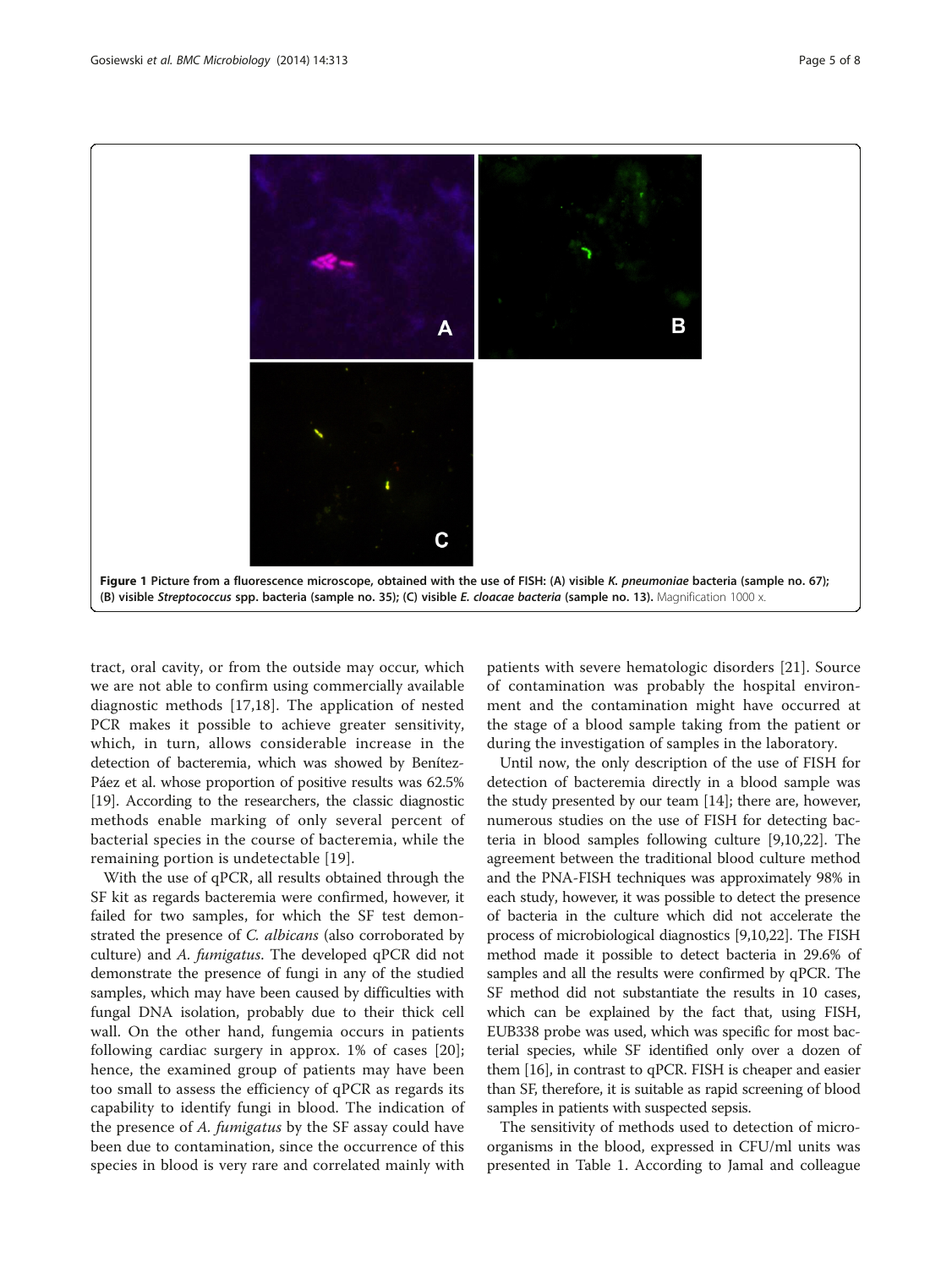**Figure 1 Picture from a fluorescence microscope, obtained with the use of FISH: (A) visible *K. pneumoniae* bacteria (sample no. 67); (B) visible *Streptococcus* spp. bacteria (sample no. 35); (C) visible *E. cloacae bacteria* (sample no. 13).** Magnification 1000 x.

tract, oral cavity, or from the outside may occur, which we are not able to confirm using commercially available diagnostic methods [17,18]. The application of nested PCR makes it possible to achieve greater sensitivity, which, in turn, allows considerable increase in the detection of bacteremia, which was showed by Benítez-Páez et al. whose proportion of positive results was 62.5% [19]. According to the researchers, the classic diagnostic methods enable marking of only several percent of bacterial species in the course of bacteremia, while the remaining portion is undetectable [19].

With the use of qPCR, all results obtained through the SF kit as regards bacteremia were confirmed, however, it failed for two samples, for which the SF test demonstrated the presence of *C. albicans* (also corroborated by culture) and *A. fumigatus*. The developed qPCR did not demonstrate the presence of fungi in any of the studied samples, which may have been caused by difficulties with fungal DNA isolation, probably due to their thick cell wall. On the other hand, fungemia occurs in patients following cardiac surgery in approx. 1% of cases [20]; hence, the examined group of patients may have been too small to assess the efficiency of qPCR as regards its capability to identify fungi in blood. The indication of the presence of *A. fumigatus* by the SF assay could have been due to contamination, since the occurrence of this species in blood is very rare and correlated mainly with patients with severe hematologic disorders [21]. Source of contamination was probably the hospital environment and the contamination might have occurred at the stage of a blood sample taking from the patient or during the investigation of samples in the laboratory.

Until now, the only description of the use of FISH for detection of bacteremia directly in a blood sample was the study presented by our team [14]; there are, however, numerous studies on the use of FISH for detecting bacteria in blood samples following culture [9,10,22]. The agreement between the traditional blood culture method and the PNA-FISH techniques was approximately 98% in each study, however, it was possible to detect the presence of bacteria in the culture which did not accelerate the process of microbiological diagnostics [9,10,22]. The FISH method made it possible to detect bacteria in 29.6% of samples and all the results were confirmed by qPCR. The SF method did not substantiate the results in 10 cases, which can be explained by the fact that, using FISH, EUB338 probe was used, which was specific for most bacterial species, while SF identified only over a dozen of them [16], in contrast to qPCR. FISH is cheaper and easier than SF, therefore, it is suitable as rapid screening of blood samples in patients with suspected sepsis.

The sensitivity of methods used to detection of microorganisms in the blood, expressed in CFU/ml units was presented in Table 1. According to Jamal and colleague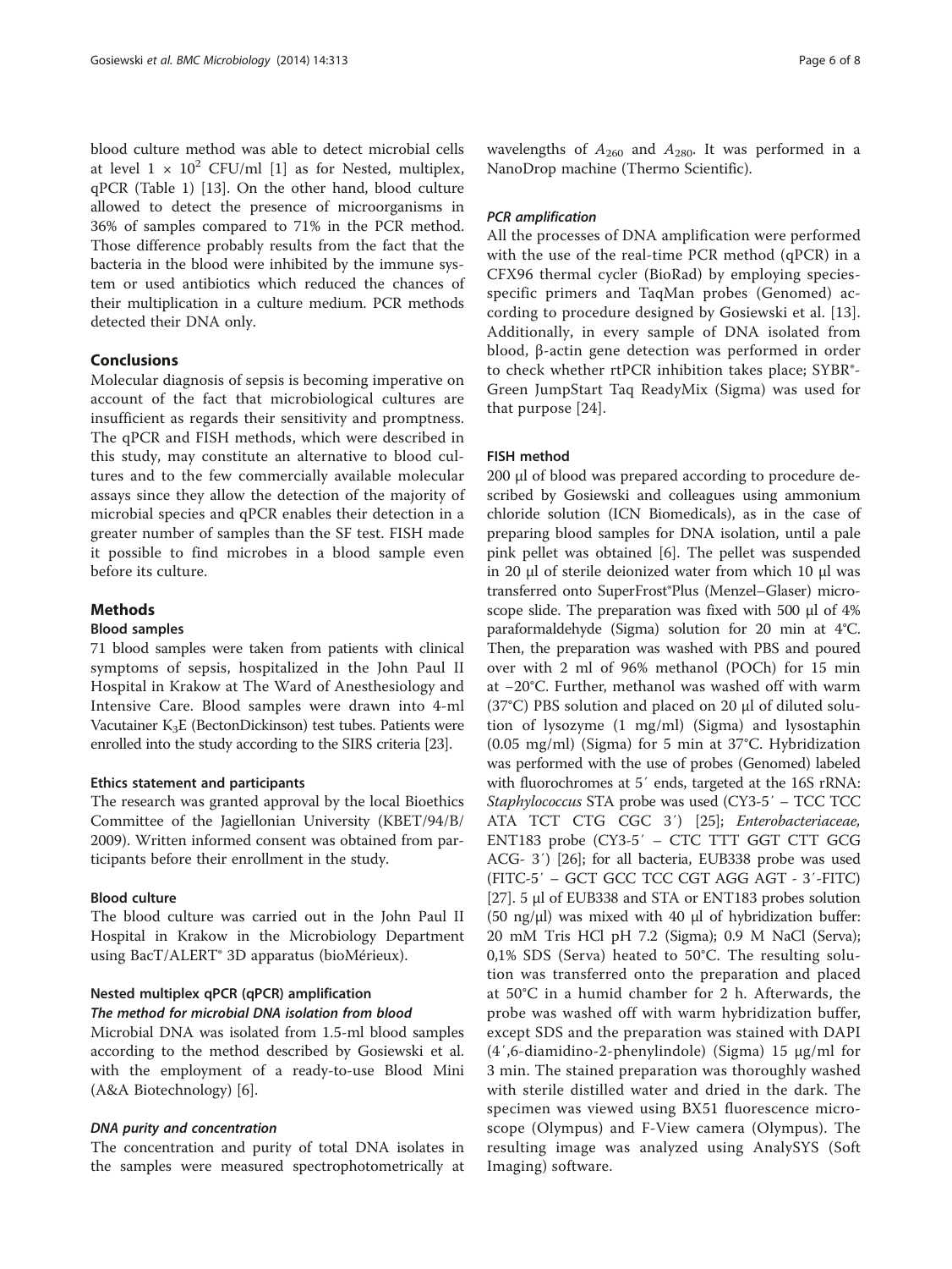blood culture method was able to detect microbial cells at level $1 \times 10^2$ CFU/ml [1] as for Nested, multiplex, qPCR (Table 1) [13]. On the other hand, blood culture allowed to detect the presence of microorganisms in 36% of samples compared to 71% in the PCR method. Those difference probably results from the fact that the bacteria in the blood were inhibited by the immune system or used antibiotics which reduced the chances of their multiplication in a culture medium. PCR methods detected their DNA only.

## Conclusions

Molecular diagnosis of sepsis is becoming imperative on account of the fact that microbiological cultures are insufficient as regards their sensitivity and promptness. The qPCR and FISH methods, which were described in this study, may constitute an alternative to blood cultures and to the few commercially available molecular assays since they allow the detection of the majority of microbial species and qPCR enables their detection in a greater number of samples than the SF test. FISH made it possible to find microbes in a blood sample even before its culture.

## Methods

### Blood samples

71 blood samples were taken from patients with clinical symptoms of sepsis, hospitalized in the John Paul II Hospital in Krakow at The Ward of Anesthesiology and Intensive Care. Blood samples were drawn into 4-ml Vacutainer $K_3E$ (BectonDickinson) test tubes. Patients were enrolled into the study according to the SIRS criteria [23].

### Ethics statement and participants

The research was granted approval by the local Bioethics Committee of the Jagiellonian University (KBET/94/B/2009). Written informed consent was obtained from participants before their enrollment in the study.

### Blood culture

The blood culture was carried out in the John Paul II Hospital in Krakow in the Microbiology Department using BacT/ALERT® 3D apparatus (bioMérieux).

### Nested multiplex qPCR (qPCR) amplification

#### *The method for microbial DNA isolation from blood*

Microbial DNA was isolated from 1.5-ml blood samples according to the method described by Gosiewski et al. with the employment of a ready-to-use Blood Mini (A&A Biotechnology) [6].

#### *DNA purity and concentration*

The concentration and purity of total DNA isolates in the samples were measured spectrophotometrically at wavelengths of $A_{260}$ and $A_{280}$. It was performed in a NanoDrop machine (Thermo Scientific).

#### *PCR amplification*

All the processes of DNA amplification were performed with the use of the real-time PCR method (qPCR) in a CFX96 thermal cycler (BioRad) by employing species-specific primers and TaqMan probes (Genomed) according to procedure designed by Gosiewski et al. [13]. Additionally, in every sample of DNA isolated from blood, β-actin gene detection was performed in order to check whether rtPCR inhibition takes place; SYBR®-Green JumpStart Taq ReadyMix (Sigma) was used for that purpose [24].

### FISH method

200 μl of blood was prepared according to procedure described by Gosiewski and colleagues using ammonium chloride solution (ICN Biomedicals), as in the case of preparing blood samples for DNA isolation, until a pale pink pellet was obtained [6]. The pellet was suspended in 20 μl of sterile deionized water from which 10 μl was transferred onto SuperFrost®Plus (Menzel–Glaser) microscope slide. The preparation was fixed with 500 μl of 4% paraformaldehyde (Sigma) solution for 20 min at 4°C. Then, the preparation was washed with PBS and poured over with 2 ml of 96% methanol (POCh) for 15 min at −20°C. Further, methanol was washed off with warm (37°C) PBS solution and placed on 20 μl of diluted solution of lysozyme (1 mg/ml) (Sigma) and lysostaphin (0.05 mg/ml) (Sigma) for 5 min at 37°C. Hybridization was performed with the use of probes (Genomed) labeled with fluorochromes at 5′ ends, targeted at the 16S rRNA: *Staphylococcus* STA probe was used (CY3-5′ – TCC TCC ATA TCT CTG CGC 3′) [25]; *Enterobacteriaceae*, ENT183 probe (CY3-5′ – CTC TTT GGT CTT GCG ACG- 3′) [26]; for all bacteria, EUB338 probe was used (FITC-5′ – GCT GCC TCC CGT AGG AGT - 3′-FITC) [27]. 5 μl of EUB338 and STA or ENT183 probes solution (50 ng/μl) was mixed with 40 μl of hybridization buffer: 20 mM Tris HCl pH 7.2 (Sigma); 0.9 M NaCl (Serva); 0,1% SDS (Serva) heated to 50°C. The resulting solution was transferred onto the preparation and placed at 50°C in a humid chamber for 2 h. Afterwards, the probe was washed off with warm hybridization buffer, except SDS and the preparation was stained with DAPI (4′,6-diamidino-2-phenylindole) (Sigma) 15 μg/ml for 3 min. The stained preparation was thoroughly washed with sterile distilled water and dried in the dark. The specimen was viewed using BX51 fluorescence microscope (Olympus) and F-View camera (Olympus). The resulting image was analyzed using AnalySYS (Soft Imaging) software.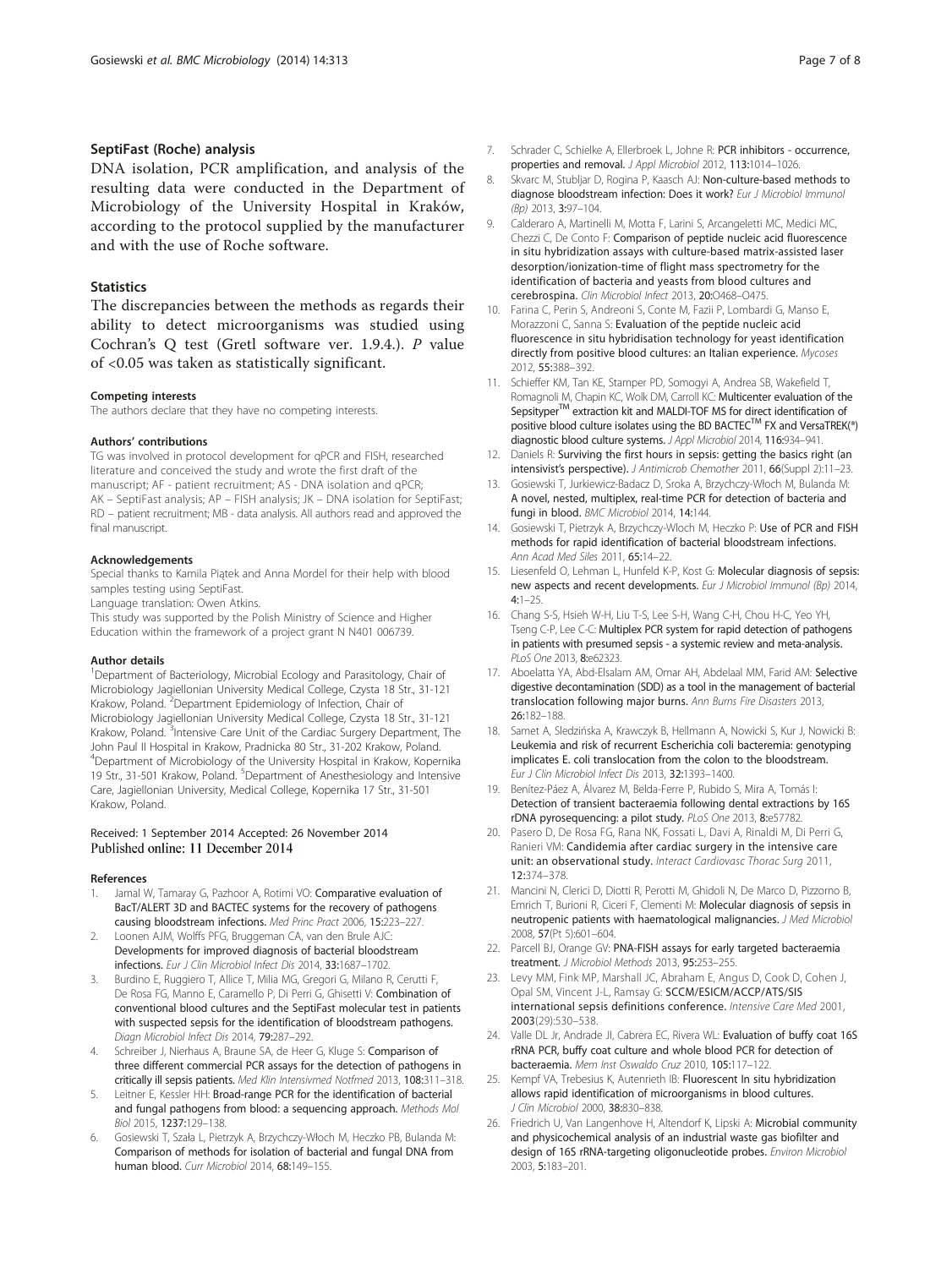### SeptiFast (Roche) analysis

DNA isolation, PCR amplification, and analysis of the resulting data were conducted in the Department of Microbiology of the University Hospital in Kraków, according to the protocol supplied by the manufacturer and with the use of Roche software.

### Statistics

The discrepancies between the methods as regards their ability to detect microorganisms was studied using Cochran's Q test (Gretl software ver. 1.9.4.). *P* value of <0.05 was taken as statistically significant.

#### Competing interests

The authors declare that they have no competing interests.

#### Authors' contributions

TG was involved in protocol development for qPCR and FISH, researched literature and conceived the study and wrote the first draft of the manuscript; AF - patient recruitment; AS - DNA isolation and qPCR; AK – SeptiFast analysis; AP – FISH analysis; JK – DNA isolation for SeptiFast; RD – patient recruitment; MB - data analysis. All authors read and approved the final manuscript.

#### Acknowledgements

Special thanks to Kamila Piątek and Anna Mordel for their help with blood samples testing using SeptiFast.

Language translation: Owen Atkins.

This study was supported by the Polish Ministry of Science and Higher Education within the framework of a project grant N N401 006739.

#### Author details

[1]Department of Bacteriology, Microbial Ecology and Parasitology, Chair of Microbiology Jagiellonian University Medical College, Czysta 18 Str., 31-121 Krakow, Poland. [2]Department Epidemiology of Infection, Chair of Microbiology Jagiellonian University Medical College, Czysta 18 Str., 31-121 Krakow, Poland. [3]Intensive Care Unit of the Cardiac Surgery Department, The John Paul II Hospital in Krakow, Pradnicka 80 Str., 31-202 Krakow, Poland. [4]Department of Microbiology of the University Hospital in Krakow, Kopernika 19 Str., 31-501 Krakow, Poland. [5]Department of Anesthesiology and Intensive Care, Jagiellonian University, Medical College, Kopernika 17 Str., 31-501 Krakow, Poland.

Received: 1 September 2014 Accepted: 26 November 2014
Published online: 11 December 2014

#### References

1. Jamal W, Tamaray G, Pazhoor A, Rotimi VO: **Comparative evaluation of BacT/ALERT 3D and BACTEC systems for the recovery of pathogens causing bloodstream infections.** *Med Princ Pract* 2006, **15**:223–227.
2. Loonen AJM, Wolffs PFG, Bruggeman CA, van den Brule AJC: **Developments for improved diagnosis of bacterial bloodstream infections.** *Eur J Clin Microbiol Infect Dis* 2014, **33**:1687–1702.
3. Burdino E, Ruggiero T, Allice T, Milia MG, Gregori G, Milano R, Cerutti F, De Rosa FG, Manno E, Caramello P, Di Perri G, Ghisetti V: **Combination of conventional blood cultures and the SeptiFast molecular test in patients with suspected sepsis for the identification of bloodstream pathogens.** *Diagn Microbiol Infect Dis* 2014, **79**:287–292.
4. Schreiber J, Nierhaus A, Braune SA, de Heer G, Kluge S: **Comparison of three different commercial PCR assays for the detection of pathogens in critically ill sepsis patients.** *Med Klin Intensivmed Notfmed* 2013, **108**:311–318.
5. Leitner E, Kessler HH: **Broad-range PCR for the identification of bacterial and fungal pathogens from blood: a sequencing approach.** *Methods Mol Biol* 2015, **1237**:129–138.
6. Gosiewski T, Szała L, Pietrzyk A, Brzychczy-Włoch M, Heczko PB, Bulanda M: **Comparison of methods for isolation of bacterial and fungal DNA from human blood.** *Curr Microbiol* 2014, **68**:149–155.
7. Schrader C, Schielke A, Ellerbroek L, Johne R: **PCR inhibitors - occurrence, properties and removal.** *J Appl Microbiol* 2012, **113**:1014–1026.
8. Skvarc M, Stubljar D, Rogina P, Kaasch AJ: **Non-culture-based methods to diagnose bloodstream infection: Does it work?** *Eur J Microbiol Immunol (Bp)* 2013, **3**:97–104.
9. Calderaro A, Martinelli M, Motta F, Larini S, Arcangeletti MC, Medici MC, Chezzi C, De Conto F: **Comparison of peptide nucleic acid fluorescence in situ hybridization assays with culture-based matrix-assisted laser desorption/ionization-time of flight mass spectrometry for the identification of bacteria and yeasts from blood cultures and cerebrospina.** *Clin Microbiol Infect* 2013, **20**:O468–O475.
10. Farina C, Perin S, Andreoni S, Conte M, Fazii P, Lombardi G, Manso E, Morazzoni C, Sanna S: **Evaluation of the peptide nucleic acid fluorescence in situ hybridisation technology for yeast identification directly from positive blood cultures: an Italian experience.** *Mycoses* 2012, **55**:388–392.
11. Schieffer KM, Tan KE, Stamper PD, Somogyi A, Andrea SB, Wakefield T, Romagnoli M, Chapin KC, Wolk DM, Carroll KC: **Multicenter evaluation of the Sepsityper™ extraction kit and MALDI-TOF MS for direct identification of positive blood culture isolates using the BD BACTEC™ FX and VersaTREK(®) diagnostic blood culture systems.** *J Appl Microbiol* 2014, **116**:934–941.
12. Daniels R: **Surviving the first hours in sepsis: getting the basics right (an intensivist's perspective).** *J Antimicrob Chemother* 2011, **66**(Suppl 2):11–23.
13. Gosiewski T, Jurkiewicz-Badacz D, Sroka A, Brzychczy-Włoch M, Bulanda M: **A novel, nested, multiplex, real-time PCR for detection of bacteria and fungi in blood.** *BMC Microbiol* 2014, **14**:144.
14. Gosiewski T, Pietrzyk A, Brzychczy-Wloch M, Heczko P: **Use of PCR and FISH methods for rapid identification of bacterial bloodstream infections.** *Ann Acad Med Siles* 2011, **65**:14–22.
15. Liesenfeld O, Lehman L, Hunfeld K-P, Kost G: **Molecular diagnosis of sepsis: new aspects and recent developments.** *Eur J Microbiol Immunol (Bp)* 2014, **4**:1–25.
16. Chang S-S, Hsieh W-H, Liu T-S, Lee S-H, Wang C-H, Chou H-C, Yeo YH, Tseng C-P, Lee C-C: **Multiplex PCR system for rapid detection of pathogens in patients with presumed sepsis - a systemic review and meta-analysis.** *PLoS One* 2013, **8**:e62323.
17. Aboelatta YA, Abd-Elsalam AM, Omar AH, Abdelaal MM, Farid AM: **Selective digestive decontamination (SDD) as a tool in the management of bacterial translocation following major burns.** *Ann Burns Fire Disasters* 2013, **26**:182–188.
18. Samet A, Sledzińska A, Krawczyk B, Hellmann A, Nowicki S, Kur J, Nowicki B: **Leukemia and risk of recurrent Escherichia coli bacteremia: genotyping implicates E. coli translocation from the colon to the bloodstream.** *Eur J Clin Microbiol Infect Dis* 2013, **32**:1393–1400.
19. Benítez-Páez A, Álvarez M, Belda-Ferre P, Rubido S, Mira A, Tomás I: **Detection of transient bacteraemia following dental extractions by 16S rDNA pyrosequencing: a pilot study.** *PLoS One* 2013, **8**:e57782.
20. Pasero D, De Rosa FG, Rana NK, Fossati L, Davi A, Rinaldi M, Di Perri G, Ranieri VM: **Candidemia after cardiac surgery in the intensive care unit: an observational study.** *Interact Cardiovasc Thorac Surg* 2011, **12**:374–378.
21. Mancini N, Clerici D, Diotti R, Perotti M, Ghidoli N, De Marco D, Pizzorno B, Emrich T, Burioni R, Ciceri F, Clementi M: **Molecular diagnosis of sepsis in neutropenic patients with haematological malignancies.** *J Med Microbiol* 2008, **57**(Pt 5):601–604.
22. Parcell BJ, Orange GV: **PNA-FISH assays for early targeted bacteraemia treatment.** *J Microbiol Methods* 2013, **95**:253–255.
23. Levy MM, Fink MP, Marshall JC, Abraham E, Angus D, Cook D, Cohen J, Opal SM, Vincent J-L, Ramsay G: **SCCM/ESICM/ACCP/ATS/SIS international sepsis definitions conference.** *Intensive Care Med* 2001, **2003**(29):530–538.
24. Valle DL Jr, Andrade JI, Cabrera EC, Rivera WL: **Evaluation of buffy coat 16S rRNA PCR, buffy coat culture and whole blood PCR for detection of bacteraemia.** *Mem Inst Oswaldo Cruz* 2010, **105**:117–122.
25. Kempf VA, Trebesius K, Autenrieth IB: **Fluorescent In situ hybridization allows rapid identification of microorganisms in blood cultures.** *J Clin Microbiol* 2000, **38**:830–838.
26. Friedrich U, Van Langenhove H, Altendorf K, Lipski A: **Microbial community and physicochemical analysis of an industrial waste gas biofilter and design of 16S rRNA-targeting oligonucleotide probes.** *Environ Microbiol* 2003, **5**:183–201.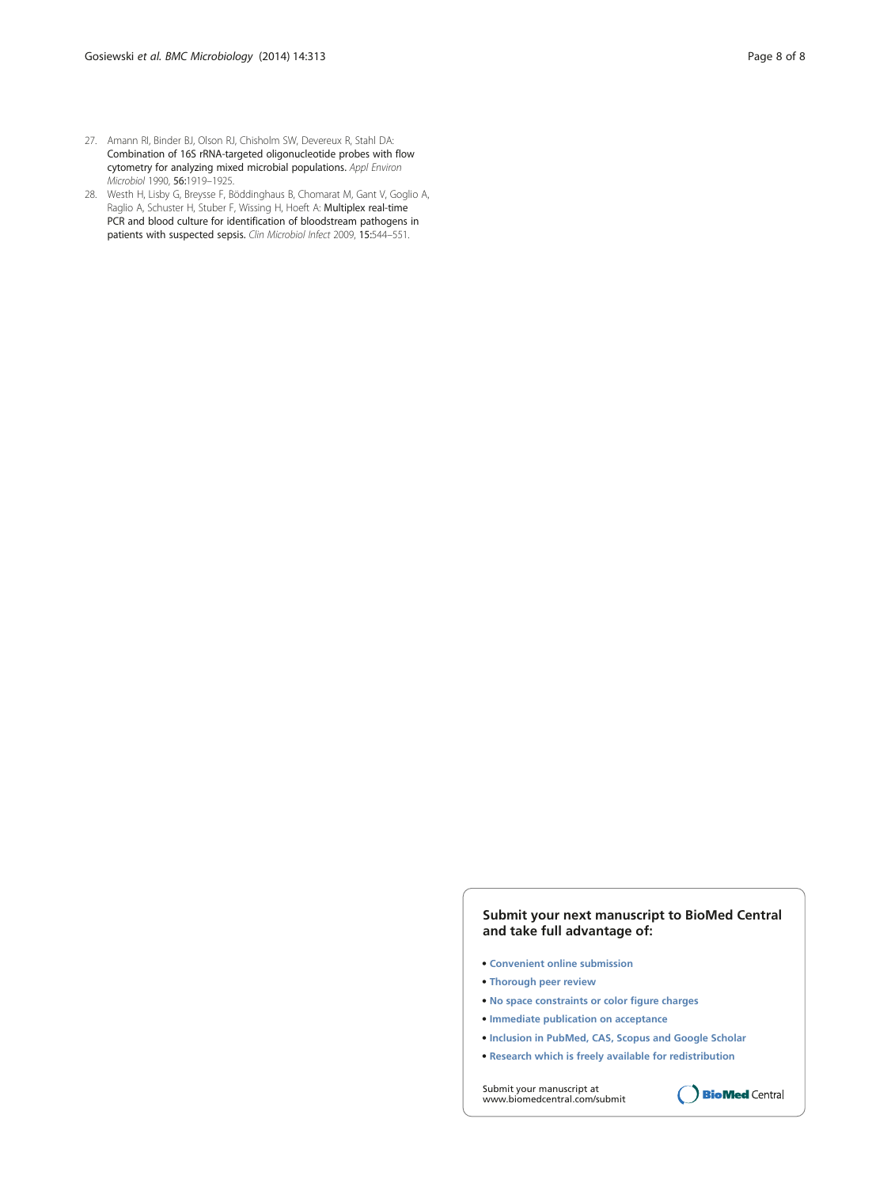27. Amann RI, Binder BJ, Olson RJ, Chisholm SW, Devereux R, Stahl DA: **Combination of 16S rRNA-targeted oligonucleotide probes with flow cytometry for analyzing mixed microbial populations.** *Appl Environ Microbiol* 1990, **56:**1919–1925.
28. Westh H, Lisby G, Breysse F, Böddinghaus B, Chomarat M, Gant V, Goglio A, Raglio A, Schuster H, Stuber F, Wissing H, Hoeft A: **Multiplex real-time PCR and blood culture for identification of bloodstream pathogens in patients with suspected sepsis.** *Clin Microbiol Infect* 2009, **15:**544–551.

**Submit your next manuscript to BioMed Central and take full advantage of:**

- **Convenient online submission**
- **Thorough peer review**
- **No space constraints or color figure charges**
- **Immediate publication on acceptance**
- **Inclusion in PubMed, CAS, Scopus and Google Scholar**
- **Research which is freely available for redistribution**

Submit your manuscript at
www.biomedcentral.com/submit

BioMed Central